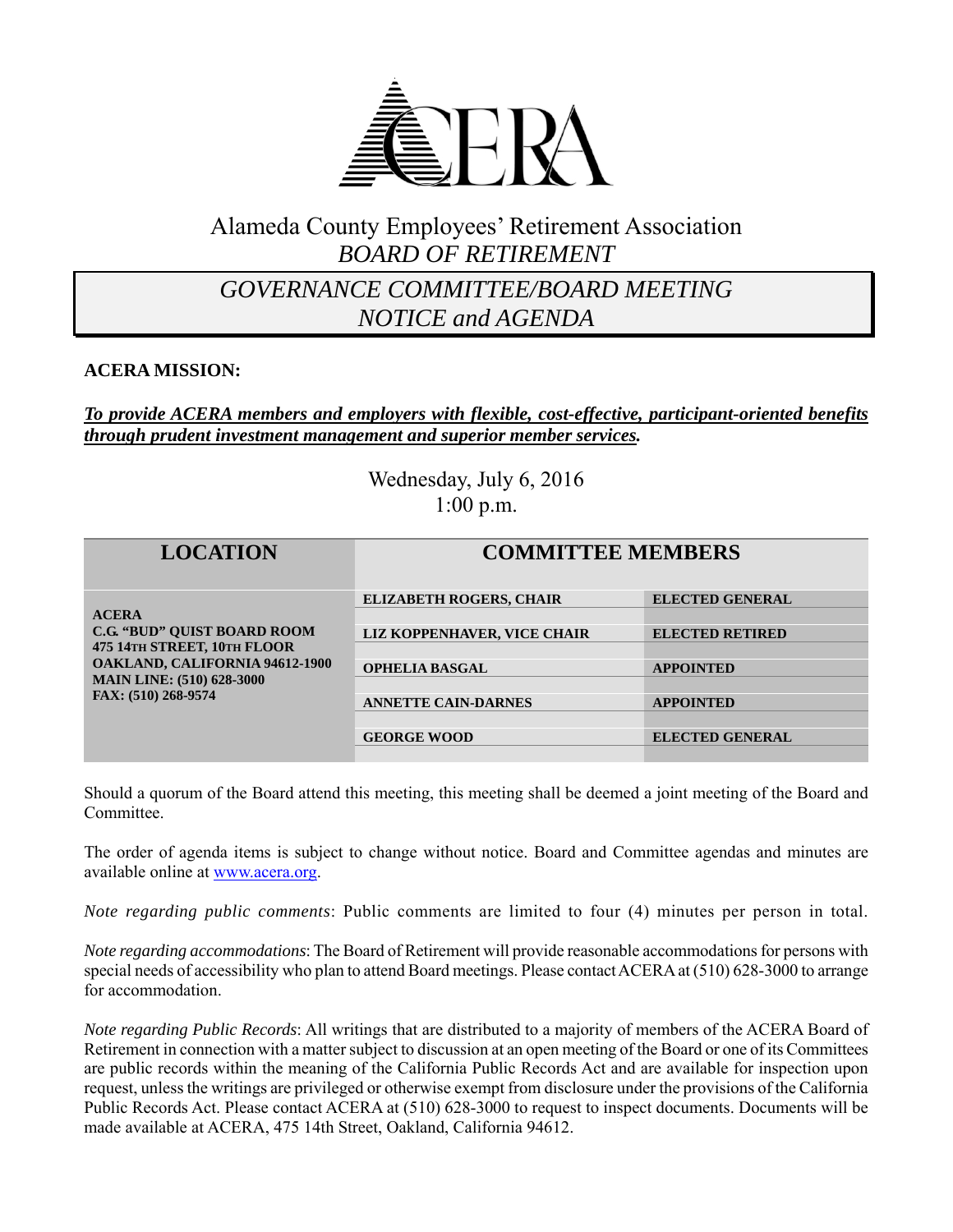# ACERA

Alameda County Employees' Retirement Association
*BOARD OF RETIREMENT*

## *GOVERNANCE COMMITTEE/BOARD MEETING NOTICE and AGENDA*

**ACERA MISSION:**

***To provide ACERA members and employers with flexible, cost-effective, participant-oriented benefits through prudent investment management and superior member services.***

Wednesday, July 6, 2016
1:00 p.m.

| LOCATION | COMMITTEE MEMBERS | |
|---|---|---|
| **ACERA**<br>**C.G. "BUD" QUIST BOARD ROOM**<br>**475 14TH STREET, 10TH FLOOR**<br>**OAKLAND, CALIFORNIA 94612-1900**<br>**MAIN LINE: (510) 628-3000**<br>**FAX: (510) 268-9574** | **ELIZABETH ROGERS, CHAIR** | **ELECTED GENERAL** |
| | **LIZ KOPPENHAVER, VICE CHAIR** | **ELECTED RETIRED** |
| | **OPHELIA BASGAL** | **APPOINTED** |
| | **ANNETTE CAIN-DARNES** | **APPOINTED** |
| | **GEORGE WOOD** | **ELECTED GENERAL** |

Should a quorum of the Board attend this meeting, this meeting shall be deemed a joint meeting of the Board and Committee.

The order of agenda items is subject to change without notice. Board and Committee agendas and minutes are available online at www.acera.org.

*Note regarding public comments*: Public comments are limited to four (4) minutes per person in total.

*Note regarding accommodations*: The Board of Retirement will provide reasonable accommodations for persons with special needs of accessibility who plan to attend Board meetings. Please contact ACERA at (510) 628-3000 to arrange for accommodation.

*Note regarding Public Records*: All writings that are distributed to a majority of members of the ACERA Board of Retirement in connection with a matter subject to discussion at an open meeting of the Board or one of its Committees are public records within the meaning of the California Public Records Act and are available for inspection upon request, unless the writings are privileged or otherwise exempt from disclosure under the provisions of the California Public Records Act. Please contact ACERA at (510) 628-3000 to request to inspect documents. Documents will be made available at ACERA, 475 14th Street, Oakland, California 94612.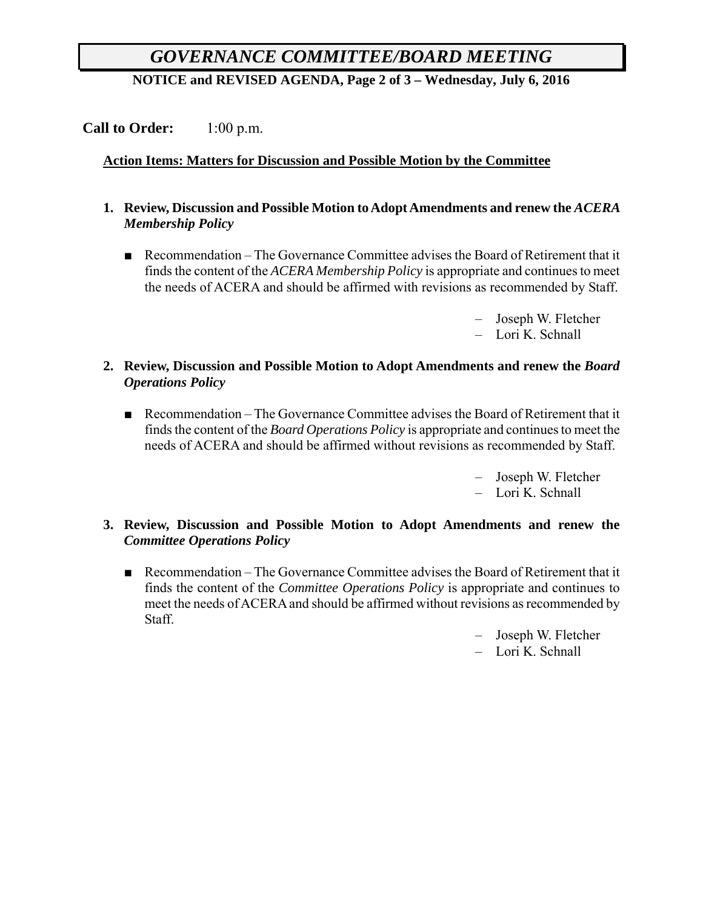# *GOVERNANCE COMMITTEE/BOARD MEETING*

**NOTICE and REVISED AGENDA, Page 2 of 3 – Wednesday, July 6, 2016**

**Call to Order:** 1:00 p.m.

**Action Items: Matters for Discussion and Possible Motion by the Committee**

1. **Review, Discussion and Possible Motion to Adopt Amendments and renew the *ACERA Membership Policy***

   - Recommendation – The Governance Committee advises the Board of Retirement that it finds the content of the *ACERA Membership Policy* is appropriate and continues to meet the needs of ACERA and should be affirmed with revisions as recommended by Staff.

     – Joseph W. Fletcher
     – Lori K. Schnall

2. **Review, Discussion and Possible Motion to Adopt Amendments and renew the *Board Operations Policy***

   - Recommendation – The Governance Committee advises the Board of Retirement that it finds the content of the *Board Operations Policy* is appropriate and continues to meet the needs of ACERA and should be affirmed without revisions as recommended by Staff.

     – Joseph W. Fletcher
     – Lori K. Schnall

3. **Review, Discussion and Possible Motion to Adopt Amendments and renew the *Committee Operations Policy***

   - Recommendation – The Governance Committee advises the Board of Retirement that it finds the content of the *Committee Operations Policy* is appropriate and continues to meet the needs of ACERA and should be affirmed without revisions as recommended by Staff.

     – Joseph W. Fletcher
     – Lori K. Schnall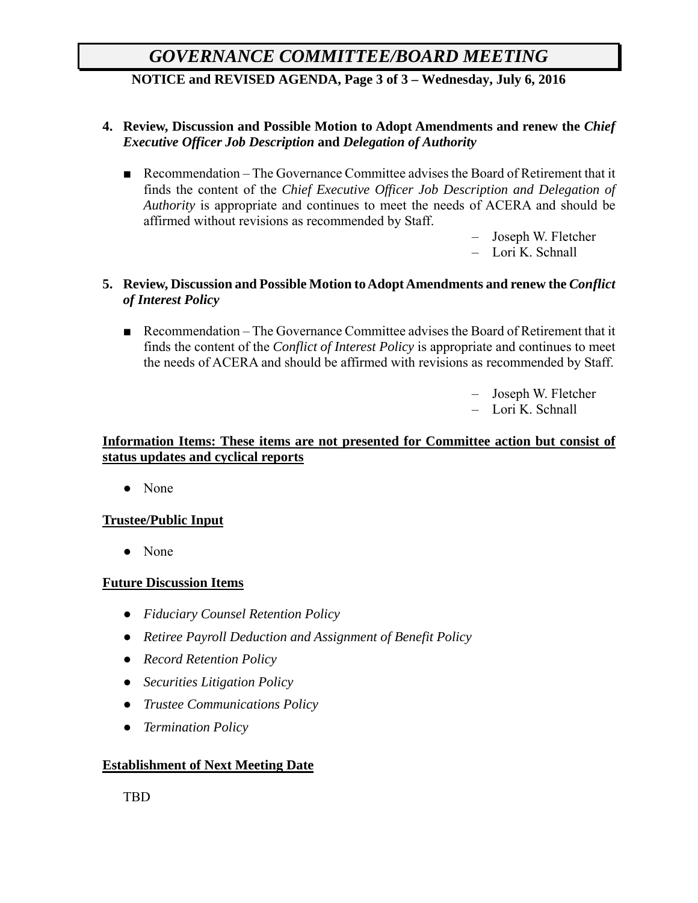# *GOVERNANCE COMMITTEE/BOARD MEETING*

**NOTICE and REVISED AGENDA, Page 3 of 3 – Wednesday, July 6, 2016**

**4. Review, Discussion and Possible Motion to Adopt Amendments and renew the *Chief Executive Officer Job Description* and *Delegation of Authority***

- Recommendation – The Governance Committee advises the Board of Retirement that it finds the content of the *Chief Executive Officer Job Description and Delegation of Authority* is appropriate and continues to meet the needs of ACERA and should be affirmed without revisions as recommended by Staff.

  – Joseph W. Fletcher
  – Lori K. Schnall

**5. Review, Discussion and Possible Motion to Adopt Amendments and renew the *Conflict of Interest Policy***

- Recommendation – The Governance Committee advises the Board of Retirement that it finds the content of the *Conflict of Interest Policy* is appropriate and continues to meet the needs of ACERA and should be affirmed with revisions as recommended by Staff.

  – Joseph W. Fletcher
  – Lori K. Schnall

**Information Items: These items are not presented for Committee action but consist of status updates and cyclical reports**

- None

**Trustee/Public Input**

- None

**Future Discussion Items**

- *Fiduciary Counsel Retention Policy*
- *Retiree Payroll Deduction and Assignment of Benefit Policy*
- *Record Retention Policy*
- *Securities Litigation Policy*
- *Trustee Communications Policy*
- *Termination Policy*

**Establishment of Next Meeting Date**

TBD